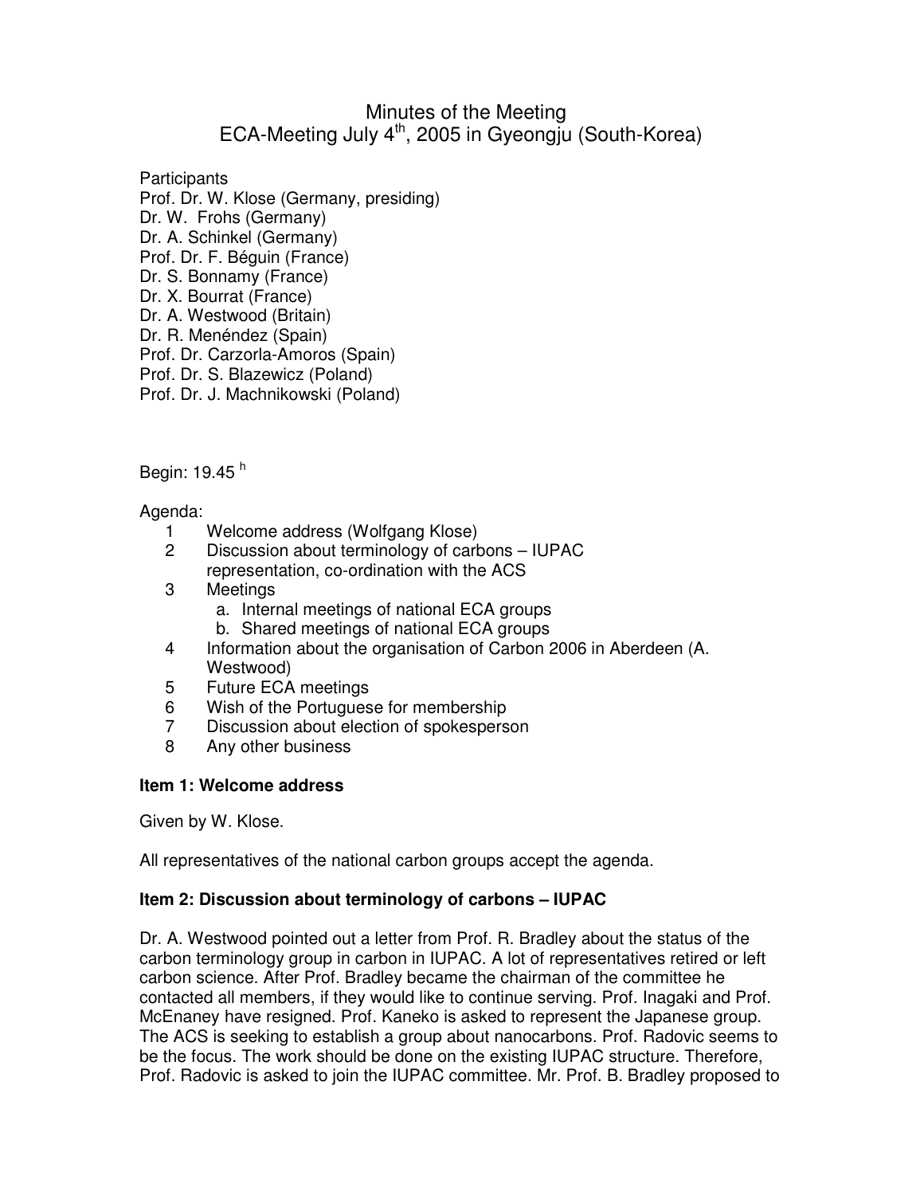# Minutes of the Meeting
## ECA-Meeting July 4th, 2005 in Gyeongju (South-Korea)

Participants
Prof. Dr. W. Klose (Germany, presiding)
Dr. W. Frohs (Germany)
Dr. A. Schinkel (Germany)
Prof. Dr. F. Béguin (France)
Dr. S. Bonnamy (France)
Dr. X. Bourrat (France)
Dr. A. Westwood (Britain)
Dr. R. Menéndez (Spain)
Prof. Dr. Carzorla-Amoros (Spain)
Prof. Dr. S. Blazewicz (Poland)
Prof. Dr. J. Machnikowski (Poland)

Begin: 19.45 h

Agenda:

1. Welcome address (Wolfgang Klose)
2. Discussion about terminology of carbons – IUPAC representation, co-ordination with the ACS
3. Meetings
   a. Internal meetings of national ECA groups
   b. Shared meetings of national ECA groups
4. Information about the organisation of Carbon 2006 in Aberdeen (A. Westwood)
5. Future ECA meetings
6. Wish of the Portuguese for membership
7. Discussion about election of spokesperson
8. Any other business

**Item 1: Welcome address**

Given by W. Klose.

All representatives of the national carbon groups accept the agenda.

**Item 2: Discussion about terminology of carbons – IUPAC**

Dr. A. Westwood pointed out a letter from Prof. R. Bradley about the status of the carbon terminology group in carbon in IUPAC. A lot of representatives retired or left carbon science. After Prof. Bradley became the chairman of the committee he contacted all members, if they would like to continue serving. Prof. Inagaki and Prof. McEnaney have resigned. Prof. Kaneko is asked to represent the Japanese group. The ACS is seeking to establish a group about nanocarbons. Prof. Radovic seems to be the focus. The work should be done on the existing IUPAC structure. Therefore, Prof. Radovic is asked to join the IUPAC committee. Mr. Prof. B. Bradley proposed to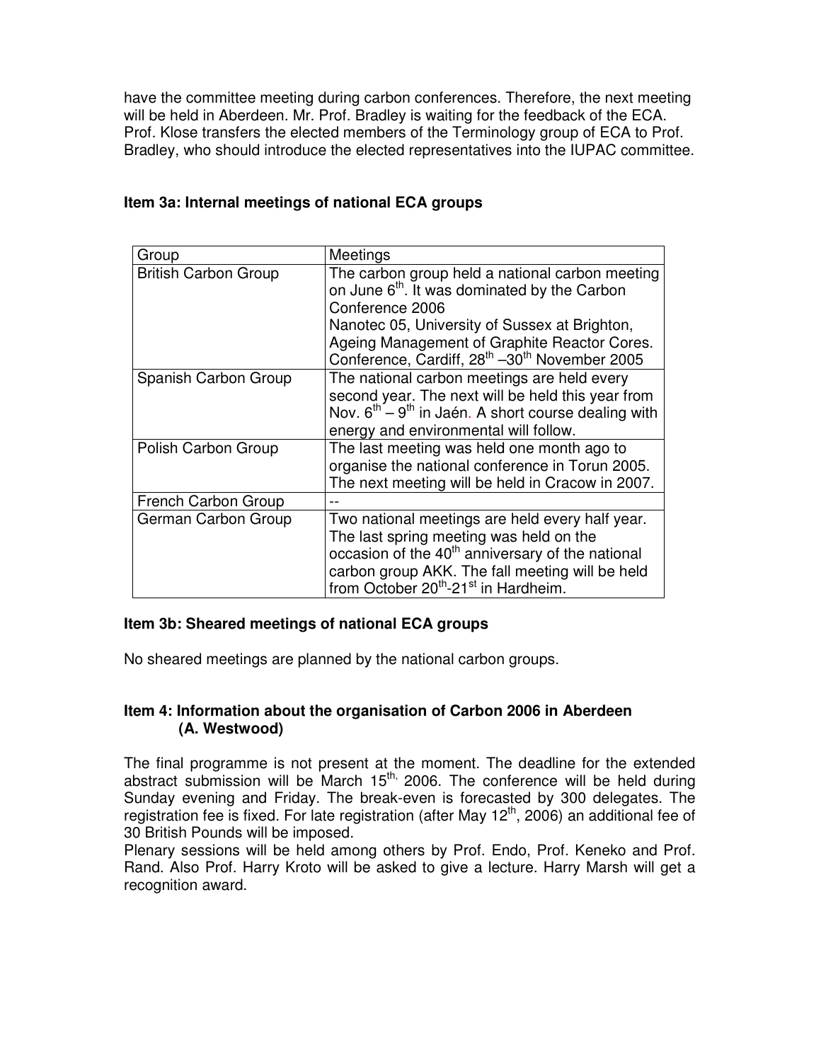have the committee meeting during carbon conferences. Therefore, the next meeting will be held in Aberdeen. Mr. Prof. Bradley is waiting for the feedback of the ECA. Prof. Klose transfers the elected members of the Terminology group of ECA to Prof. Bradley, who should introduce the elected representatives into the IUPAC committee.

## Item 3a: Internal meetings of national ECA groups

| Group | Meetings |
|---|---|
| British Carbon Group | The carbon group held a national carbon meeting on June 6th. It was dominated by the Carbon Conference 2006<br>Nanotec 05, University of Sussex at Brighton, Ageing Management of Graphite Reactor Cores. Conference, Cardiff, 28th –30th November 2005 |
| Spanish Carbon Group | The national carbon meetings are held every second year. The next will be held this year from Nov. 6th – 9th in Jaén. A short course dealing with energy and environmental will follow. |
| Polish Carbon Group | The last meeting was held one month ago to organise the national conference in Torun 2005. The next meeting will be held in Cracow in 2007. |
| French Carbon Group | -- |
| German Carbon Group | Two national meetings are held every half year. The last spring meeting was held on the occasion of the 40th anniversary of the national carbon group AKK. The fall meeting will be held from October 20th-21st in Hardheim. |

## Item 3b: Sheared meetings of national ECA groups

No sheared meetings are planned by the national carbon groups.

## Item 4: Information about the organisation of Carbon 2006 in Aberdeen (A. Westwood)

The final programme is not present at the moment. The deadline for the extended abstract submission will be March 15th, 2006. The conference will be held during Sunday evening and Friday. The break-even is forecasted by 300 delegates. The registration fee is fixed. For late registration (after May 12th, 2006) an additional fee of 30 British Pounds will be imposed.

Plenary sessions will be held among others by Prof. Endo, Prof. Keneko and Prof. Rand. Also Prof. Harry Kroto will be asked to give a lecture. Harry Marsh will get a recognition award.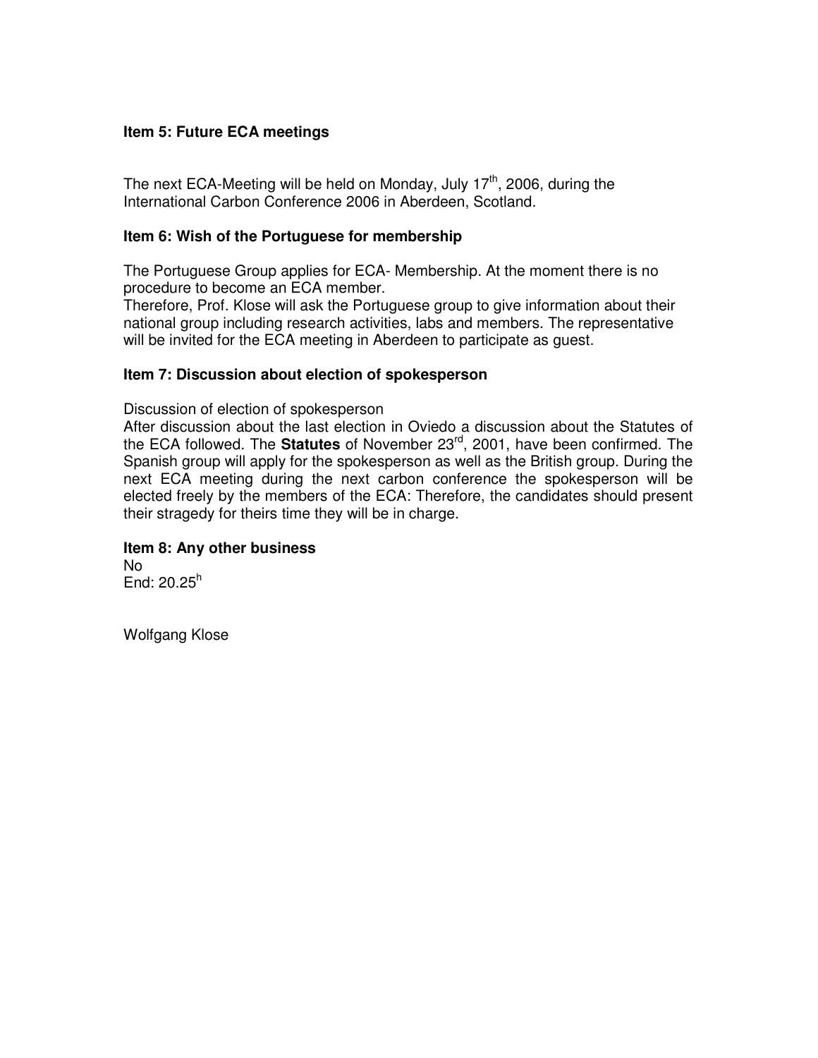### Item 5: Future ECA meetings

The next ECA-Meeting will be held on Monday, July 17th, 2006, during the International Carbon Conference 2006 in Aberdeen, Scotland.

### Item 6: Wish of the Portuguese for membership

The Portuguese Group applies for ECA- Membership. At the moment there is no procedure to become an ECA member.
Therefore, Prof. Klose will ask the Portuguese group to give information about their national group including research activities, labs and members. The representative will be invited for the ECA meeting in Aberdeen to participate as guest.

### Item 7: Discussion about election of spokesperson

Discussion of election of spokesperson
After discussion about the last election in Oviedo a discussion about the Statutes of the ECA followed. The **Statutes** of November 23rd, 2001, have been confirmed. The Spanish group will apply for the spokesperson as well as the British group. During the next ECA meeting during the next carbon conference the spokesperson will be elected freely by the members of the ECA: Therefore, the candidates should present their stragedy for theirs time they will be in charge.

### Item 8: Any other business

No
End: 20.25h

Wolfgang Klose